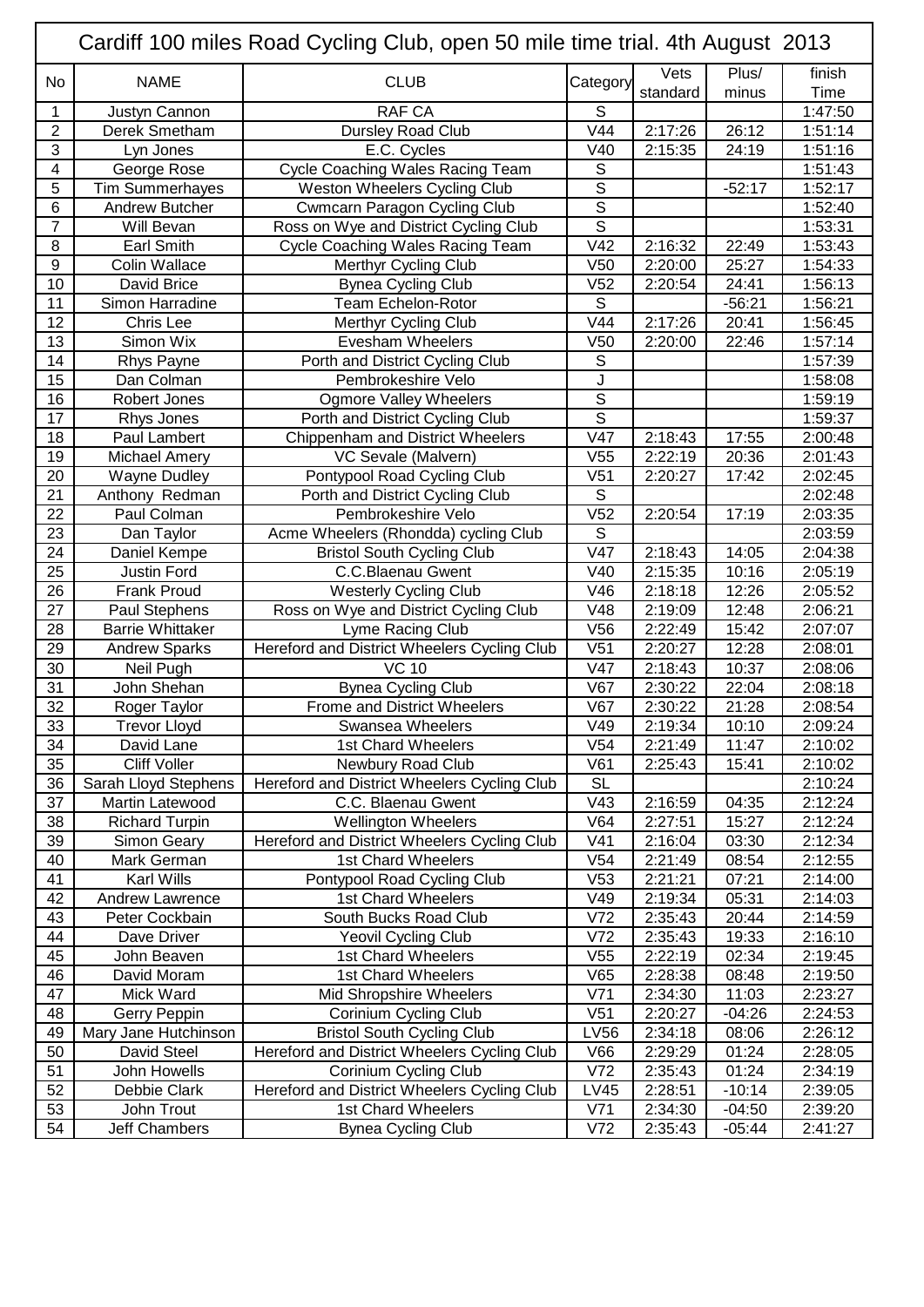# Cardiff 100 miles Road Cycling Club, open 50 mile time trial. 4th August 2013

| No | NAME | CLUB | Category | Vets standard | Plus/ minus | finish Time |
|---|---|---|---|---|---|---|
| 1 | Justyn Cannon | RAF CA | S | | | 1:47:50 |
| 2 | Derek Smetham | Dursley Road Club | V44 | 2:17:26 | 26:12 | 1:51:14 |
| 3 | Lyn Jones | E.C. Cycles | V40 | 2:15:35 | 24:19 | 1:51:16 |
| 4 | George Rose | Cycle Coaching Wales Racing Team | S | | | 1:51:43 |
| 5 | Tim Summerhayes | Weston Wheelers Cycling Club | S | | -52:17 | 1:52:17 |
| 6 | Andrew Butcher | Cwmcarn Paragon Cycling Club | S | | | 1:52:40 |
| 7 | Will Bevan | Ross on Wye and District Cycling Club | S | | | 1:53:31 |
| 8 | Earl Smith | Cycle Coaching Wales Racing Team | V42 | 2:16:32 | 22:49 | 1:53:43 |
| 9 | Colin Wallace | Merthyr Cycling Club | V50 | 2:20:00 | 25:27 | 1:54:33 |
| 10 | David Brice | Bynea Cycling Club | V52 | 2:20:54 | 24:41 | 1:56:13 |
| 11 | Simon Harradine | Team Echelon-Rotor | S | | -56:21 | 1:56:21 |
| 12 | Chris Lee | Merthyr Cycling Club | V44 | 2:17:26 | 20:41 | 1:56:45 |
| 13 | Simon Wix | Evesham Wheelers | V50 | 2:20:00 | 22:46 | 1:57:14 |
| 14 | Rhys Payne | Porth and District Cycling Club | S | | | 1:57:39 |
| 15 | Dan Colman | Pembrokeshire Velo | J | | | 1:58:08 |
| 16 | Robert Jones | Ogmore Valley Wheelers | S | | | 1:59:19 |
| 17 | Rhys Jones | Porth and District Cycling Club | S | | | 1:59:37 |
| 18 | Paul Lambert | Chippenham and District Wheelers | V47 | 2:18:43 | 17:55 | 2:00:48 |
| 19 | Michael Amery | VC Sevale (Malvern) | V55 | 2:22:19 | 20:36 | 2:01:43 |
| 20 | Wayne Dudley | Pontypool Road Cycling Club | V51 | 2:20:27 | 17:42 | 2:02:45 |
| 21 | Anthony Redman | Porth and District Cycling Club | S | | | 2:02:48 |
| 22 | Paul Colman | Pembrokeshire Velo | V52 | 2:20:54 | 17:19 | 2:03:35 |
| 23 | Dan Taylor | Acme Wheelers (Rhondda) cycling Club | S | | | 2:03:59 |
| 24 | Daniel Kempe | Bristol South Cycling Club | V47 | 2:18:43 | 14:05 | 2:04:38 |
| 25 | Justin Ford | C.C.Blaenau Gwent | V40 | 2:15:35 | 10:16 | 2:05:19 |
| 26 | Frank Proud | Westerly Cycling Club | V46 | 2:18:18 | 12:26 | 2:05:52 |
| 27 | Paul Stephens | Ross on Wye and District Cycling Club | V48 | 2:19:09 | 12:48 | 2:06:21 |
| 28 | Barrie Whittaker | Lyme Racing Club | V56 | 2:22:49 | 15:42 | 2:07:07 |
| 29 | Andrew Sparks | Hereford and District Wheelers Cycling Club | V51 | 2:20:27 | 12:28 | 2:08:01 |
| 30 | Neil Pugh | VC 10 | V47 | 2:18:43 | 10:37 | 2:08:06 |
| 31 | John Shehan | Bynea Cycling Club | V67 | 2:30:22 | 22:04 | 2:08:18 |
| 32 | Roger Taylor | Frome and District Wheelers | V67 | 2:30:22 | 21:28 | 2:08:54 |
| 33 | Trevor Lloyd | Swansea Wheelers | V49 | 2:19:34 | 10:10 | 2:09:24 |
| 34 | David Lane | 1st Chard Wheelers | V54 | 2:21:49 | 11:47 | 2:10:02 |
| 35 | Cliff Voller | Newbury Road Club | V61 | 2:25:43 | 15:41 | 2:10:02 |
| 36 | Sarah Lloyd Stephens | Hereford and District Wheelers Cycling Club | SL | | | 2:10:24 |
| 37 | Martin Latewood | C.C. Blaenau Gwent | V43 | 2:16:59 | 04:35 | 2:12:24 |
| 38 | Richard Turpin | Wellington Wheelers | V64 | 2:27:51 | 15:27 | 2:12:24 |
| 39 | Simon Geary | Hereford and District Wheelers Cycling Club | V41 | 2:16:04 | 03:30 | 2:12:34 |
| 40 | Mark German | 1st Chard Wheelers | V54 | 2:21:49 | 08:54 | 2:12:55 |
| 41 | Karl Wills | Pontypool Road Cycling Club | V53 | 2:21:21 | 07:21 | 2:14:00 |
| 42 | Andrew Lawrence | 1st Chard Wheelers | V49 | 2:19:34 | 05:31 | 2:14:03 |
| 43 | Peter Cockbain | South Bucks Road Club | V72 | 2:35:43 | 20:44 | 2:14:59 |
| 44 | Dave Driver | Yeovil Cycling Club | V72 | 2:35:43 | 19:33 | 2:16:10 |
| 45 | John Beaven | 1st Chard Wheelers | V55 | 2:22:19 | 02:34 | 2:19:45 |
| 46 | David Moram | 1st Chard Wheelers | V65 | 2:28:38 | 08:48 | 2:19:50 |
| 47 | Mick Ward | Mid Shropshire Wheelers | V71 | 2:34:30 | 11:03 | 2:23:27 |
| 48 | Gerry Peppin | Corinium Cycling Club | V51 | 2:20:27 | -04:26 | 2:24:53 |
| 49 | Mary Jane Hutchinson | Bristol South Cycling Club | LV56 | 2:34:18 | 08:06 | 2:26:12 |
| 50 | David Steel | Hereford and District Wheelers Cycling Club | V66 | 2:29:29 | 01:24 | 2:28:05 |
| 51 | John Howells | Corinium Cycling Club | V72 | 2:35:43 | 01:24 | 2:34:19 |
| 52 | Debbie Clark | Hereford and District Wheelers Cycling Club | LV45 | 2:28:51 | -10:14 | 2:39:05 |
| 53 | John Trout | 1st Chard Wheelers | V71 | 2:34:30 | -04:50 | 2:39:20 |
| 54 | Jeff Chambers | Bynea Cycling Club | V72 | 2:35:43 | -05:44 | 2:41:27 |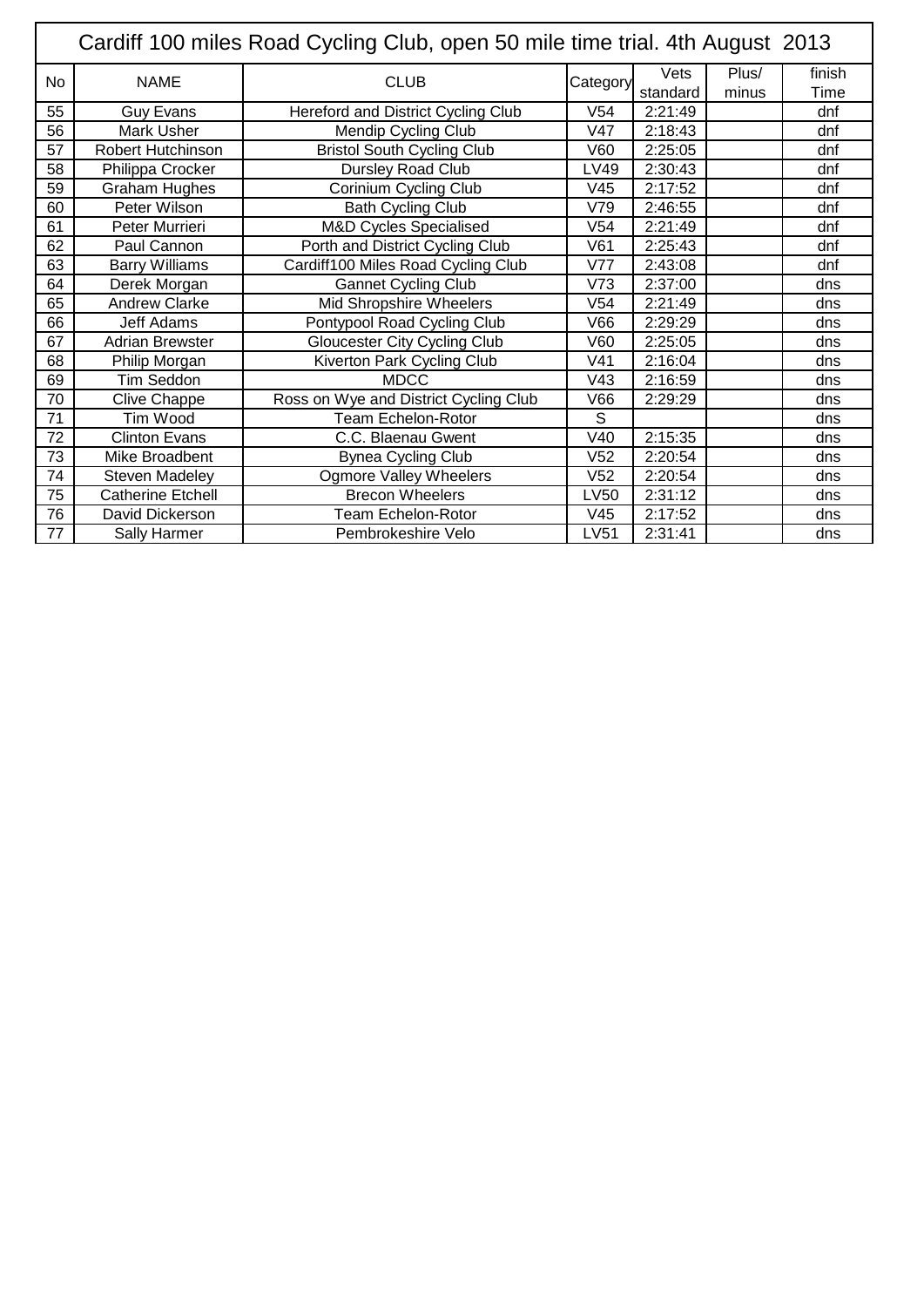| Cardiff 100 miles Road Cycling Club, open 50 mile time trial. 4th August 2013 | | | | | | |
|---|---|---|---|---|---|---|
| No | NAME | CLUB | Category | Vets standard | Plus/ minus | finish Time |
| 55 | Guy Evans | Hereford and District Cycling Club | V54 | 2:21:49 | | dnf |
| 56 | Mark Usher | Mendip Cycling Club | V47 | 2:18:43 | | dnf |
| 57 | Robert Hutchinson | Bristol South Cycling Club | V60 | 2:25:05 | | dnf |
| 58 | Philippa Crocker | Dursley Road Club | LV49 | 2:30:43 | | dnf |
| 59 | Graham Hughes | Corinium Cycling Club | V45 | 2:17:52 | | dnf |
| 60 | Peter Wilson | Bath Cycling Club | V79 | 2:46:55 | | dnf |
| 61 | Peter Murrieri | M&D Cycles Specialised | V54 | 2:21:49 | | dnf |
| 62 | Paul Cannon | Porth and District Cycling Club | V61 | 2:25:43 | | dnf |
| 63 | Barry Williams | Cardiff100 Miles Road Cycling Club | V77 | 2:43:08 | | dnf |
| 64 | Derek Morgan | Gannet Cycling Club | V73 | 2:37:00 | | dns |
| 65 | Andrew Clarke | Mid Shropshire Wheelers | V54 | 2:21:49 | | dns |
| 66 | Jeff Adams | Pontypool Road Cycling Club | V66 | 2:29:29 | | dns |
| 67 | Adrian Brewster | Gloucester City Cycling Club | V60 | 2:25:05 | | dns |
| 68 | Philip Morgan | Kiverton Park Cycling Club | V41 | 2:16:04 | | dns |
| 69 | Tim Seddon | MDCC | V43 | 2:16:59 | | dns |
| 70 | Clive Chappe | Ross on Wye and District Cycling Club | V66 | 2:29:29 | | dns |
| 71 | Tim Wood | Team Echelon-Rotor | S | | | dns |
| 72 | Clinton Evans | C.C. Blaenau Gwent | V40 | 2:15:35 | | dns |
| 73 | Mike Broadbent | Bynea Cycling Club | V52 | 2:20:54 | | dns |
| 74 | Steven Madeley | Ogmore Valley Wheelers | V52 | 2:20:54 | | dns |
| 75 | Catherine Etchell | Brecon Wheelers | LV50 | 2:31:12 | | dns |
| 76 | David Dickerson | Team Echelon-Rotor | V45 | 2:17:52 | | dns |
| 77 | Sally Harmer | Pembrokeshire Velo | LV51 | 2:31:41 | | dns |